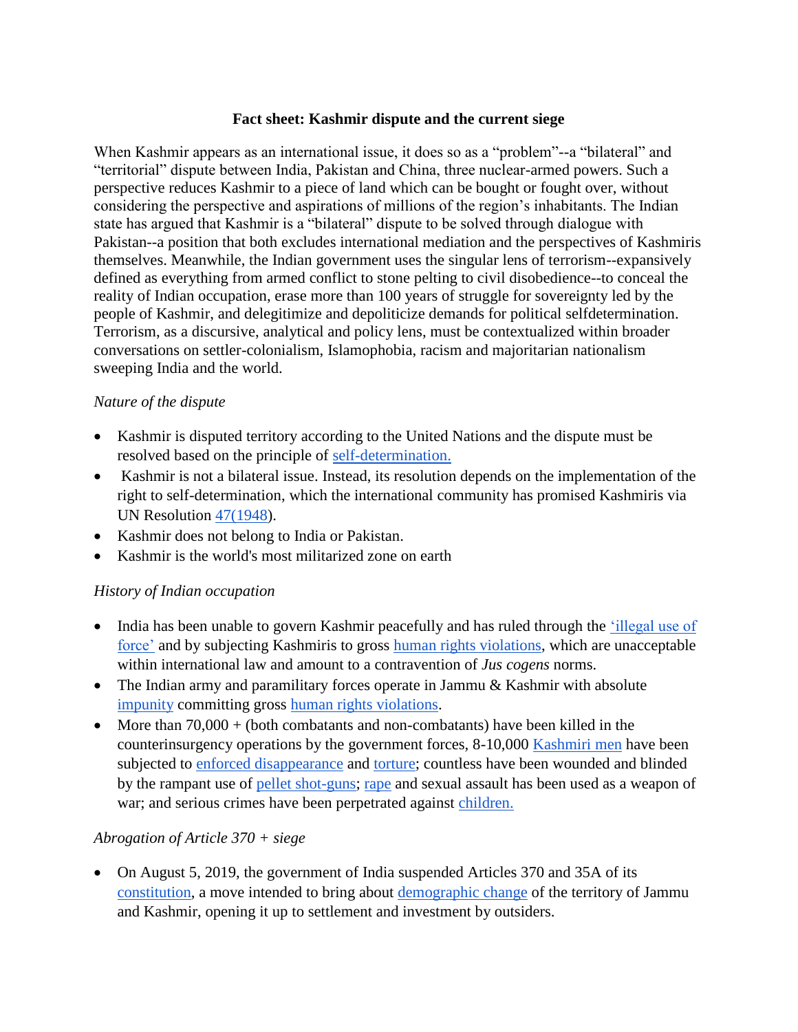**Fact sheet: Kashmir dispute and the current siege**

When Kashmir appears as an international issue, it does so as a "problem"--a "bilateral" and "territorial" dispute between India, Pakistan and China, three nuclear-armed powers. Such a perspective reduces Kashmir to a piece of land which can be bought or fought over, without considering the perspective and aspirations of millions of the region's inhabitants. The Indian state has argued that Kashmir is a "bilateral" dispute to be solved through dialogue with Pakistan--a position that both excludes international mediation and the perspectives of Kashmiris themselves. Meanwhile, the Indian government uses the singular lens of terrorism--expansively defined as everything from armed conflict to stone pelting to civil disobedience--to conceal the reality of Indian occupation, erase more than 100 years of struggle for sovereignty led by the people of Kashmir, and delegitimize and depoliticize demands for political selfdetermination. Terrorism, as a discursive, analytical and policy lens, must be contextualized within broader conversations on settler-colonialism, Islamophobia, racism and majoritarian nationalism sweeping India and the world.

*Nature of the dispute*

- Kashmir is disputed territory according to the United Nations and the dispute must be resolved based on the principle of self-determination.
- Kashmir is not a bilateral issue. Instead, its resolution depends on the implementation of the right to self-determination, which the international community has promised Kashmiris via UN Resolution 47(1948).
- Kashmir does not belong to India or Pakistan.
- Kashmir is the world's most militarized zone on earth

*History of Indian occupation*

- India has been unable to govern Kashmir peacefully and has ruled through the 'illegal use of force' and by subjecting Kashmiris to gross human rights violations, which are unacceptable within international law and amount to a contravention of *Jus cogens* norms.
- The Indian army and paramilitary forces operate in Jammu & Kashmir with absolute impunity committing gross human rights violations.
- More than 70,000 + (both combatants and non-combatants) have been killed in the counterinsurgency operations by the government forces, 8-10,000 Kashmiri men have been subjected to enforced disappearance and torture; countless have been wounded and blinded by the rampant use of pellet shot-guns; rape and sexual assault has been used as a weapon of war; and serious crimes have been perpetrated against children.

*Abrogation of Article 370 + siege*

- On August 5, 2019, the government of India suspended Articles 370 and 35A of its constitution, a move intended to bring about demographic change of the territory of Jammu and Kashmir, opening it up to settlement and investment by outsiders.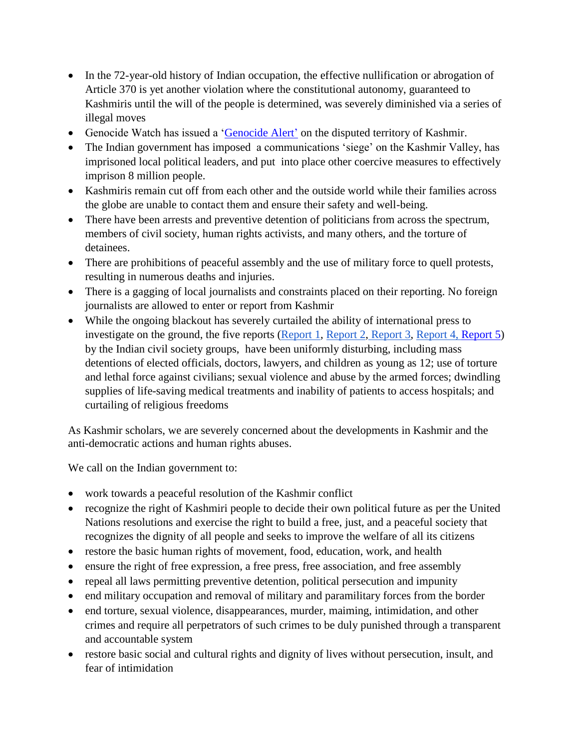- In the 72-year-old history of Indian occupation, the effective nullification or abrogation of Article 370 is yet another violation where the constitutional autonomy, guaranteed to Kashmiris until the will of the people is determined, was severely diminished via a series of illegal moves
- Genocide Watch has issued a 'Genocide Alert' on the disputed territory of Kashmir.
- The Indian government has imposed a communications 'siege' on the Kashmir Valley, has imprisoned local political leaders, and put into place other coercive measures to effectively imprison 8 million people.
- Kashmiris remain cut off from each other and the outside world while their families across the globe are unable to contact them and ensure their safety and well-being.
- There have been arrests and preventive detention of politicians from across the spectrum, members of civil society, human rights activists, and many others, and the torture of detainees.
- There are prohibitions of peaceful assembly and the use of military force to quell protests, resulting in numerous deaths and injuries.
- There is a gagging of local journalists and constraints placed on their reporting. No foreign journalists are allowed to enter or report from Kashmir
- While the ongoing blackout has severely curtailed the ability of international press to investigate on the ground, the five reports (Report 1, Report 2, Report 3, Report 4, Report 5) by the Indian civil society groups, have been uniformly disturbing, including mass detentions of elected officials, doctors, lawyers, and children as young as 12; use of torture and lethal force against civilians; sexual violence and abuse by the armed forces; dwindling supplies of life-saving medical treatments and inability of patients to access hospitals; and curtailing of religious freedoms

As Kashmir scholars, we are severely concerned about the developments in Kashmir and the anti-democratic actions and human rights abuses.

We call on the Indian government to:

- work towards a peaceful resolution of the Kashmir conflict
- recognize the right of Kashmiri people to decide their own political future as per the United Nations resolutions and exercise the right to build a free, just, and a peaceful society that recognizes the dignity of all people and seeks to improve the welfare of all its citizens
- restore the basic human rights of movement, food, education, work, and health
- ensure the right of free expression, a free press, free association, and free assembly
- repeal all laws permitting preventive detention, political persecution and impunity
- end military occupation and removal of military and paramilitary forces from the border
- end torture, sexual violence, disappearances, murder, maiming, intimidation, and other crimes and require all perpetrators of such crimes to be duly punished through a transparent and accountable system
- restore basic social and cultural rights and dignity of lives without persecution, insult, and fear of intimidation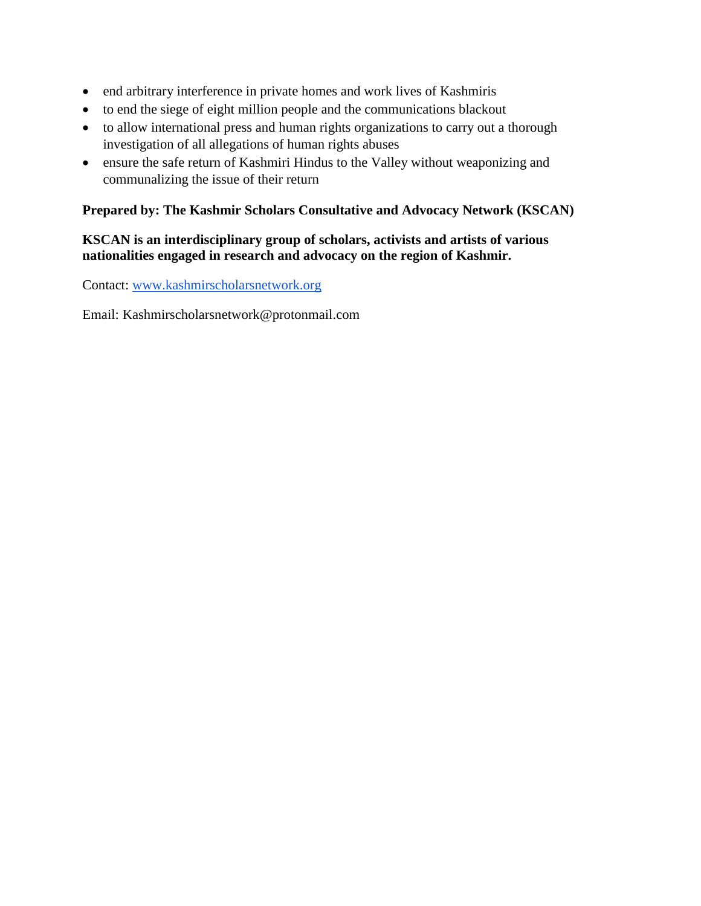- end arbitrary interference in private homes and work lives of Kashmiris
- to end the siege of eight million people and the communications blackout
- to allow international press and human rights organizations to carry out a thorough investigation of all allegations of human rights abuses
- ensure the safe return of Kashmiri Hindus to the Valley without weaponizing and communalizing the issue of their return

**Prepared by: The Kashmir Scholars Consultative and Advocacy Network (KSCAN)**

**KSCAN is an interdisciplinary group of scholars, activists and artists of various nationalities engaged in research and advocacy on the region of Kashmir.**

Contact: [www.kashmirscholarsnetwork.org](http://www.kashmirscholarsnetwork.org)

Email: Kashmirscholarsnetwork@protonmail.com